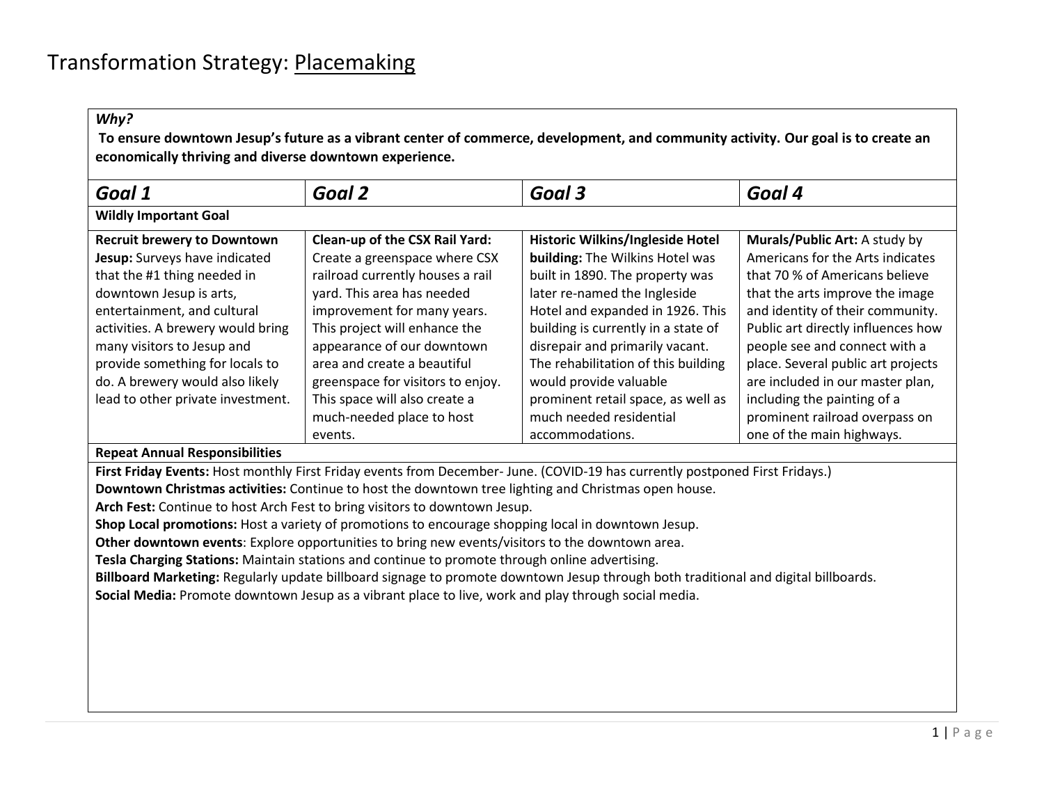# Transformation Strategy: Placemaking

***Why?***

**To ensure downtown Jesup's future as a vibrant center of commerce, development, and community activity. Our goal is to create an economically thriving and diverse downtown experience.**

| ***Goal 1*** | ***Goal 2*** | ***Goal 3*** | ***Goal 4*** |
|---|---|---|---|
| **Wildly Important Goal** | | | |
| **Recruit brewery to Downtown Jesup:** Surveys have indicated that the #1 thing needed in downtown Jesup is arts, entertainment, and cultural activities. A brewery would bring many visitors to Jesup and provide something for locals to do. A brewery would also likely lead to other private investment. | **Clean-up of the CSX Rail Yard:** Create a greenspace where CSX railroad currently houses a rail yard. This area has needed improvement for many years. This project will enhance the appearance of our downtown area and create a beautiful greenspace for visitors to enjoy. This space will also create a much-needed place to host events. | **Historic Wilkins/Ingleside Hotel building:** The Wilkins Hotel was built in 1890. The property was later re-named the Ingleside Hotel and expanded in 1926. This building is currently in a state of disrepair and primarily vacant. The rehabilitation of this building would provide valuable prominent retail space, as well as much needed residential accommodations. | **Murals/Public Art:** A study by Americans for the Arts indicates that 70 % of Americans believe that the arts improve the image and identity of their community. Public art directly influences how people see and connect with a place. Several public art projects are included in our master plan, including the painting of a prominent railroad overpass on one of the main highways. |

**Repeat Annual Responsibilities**

**First Friday Events:** Host monthly First Friday events from December- June. (COVID-19 has currently postponed First Fridays.)
**Downtown Christmas activities:** Continue to host the downtown tree lighting and Christmas open house.
**Arch Fest:** Continue to host Arch Fest to bring visitors to downtown Jesup.
**Shop Local promotions:** Host a variety of promotions to encourage shopping local in downtown Jesup.
**Other downtown events**: Explore opportunities to bring new events/visitors to the downtown area.
**Tesla Charging Stations:** Maintain stations and continue to promote through online advertising.
**Billboard Marketing:** Regularly update billboard signage to promote downtown Jesup through both traditional and digital billboards.
**Social Media:** Promote downtown Jesup as a vibrant place to live, work and play through social media.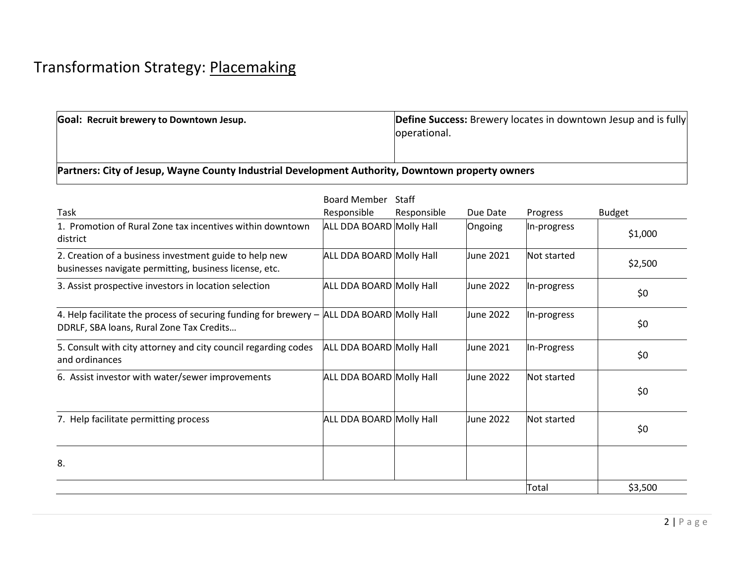# Transformation Strategy: Placemaking

| **Goal: Recruit brewery to Downtown Jesup.** | **Define Success:** Brewery locates in downtown Jesup and is fully operational. |
|---|---|
| **Partners: City of Jesup, Wayne County Industrial Development Authority, Downtown property owners** | |

| Task | Board Member Responsible | Staff Responsible | Due Date | Progress | Budget |
|---|---|---|---|---|---|
| 1. Promotion of Rural Zone tax incentives within downtown district | ALL DDA BOARD | Molly Hall | Ongoing | In-progress | $1,000 |
| 2. Creation of a business investment guide to help new businesses navigate permitting, business license, etc. | ALL DDA BOARD | Molly Hall | June 2021 | Not started | $2,500 |
| 3. Assist prospective investors in location selection | ALL DDA BOARD | Molly Hall | June 2022 | In-progress | $0 |
| 4. Help facilitate the process of securing funding for brewery – DDRLF, SBA loans, Rural Zone Tax Credits… | ALL DDA BOARD | Molly Hall | June 2022 | In-progress | $0 |
| 5. Consult with city attorney and city council regarding codes and ordinances | ALL DDA BOARD | Molly Hall | June 2021 | In-Progress | $0 |
| 6. Assist investor with water/sewer improvements | ALL DDA BOARD | Molly Hall | June 2022 | Not started | $0 |
| 7. Help facilitate permitting process | ALL DDA BOARD | Molly Hall | June 2022 | Not started | $0 |
| 8. | | | | | |
| | | | | Total | $3,500 |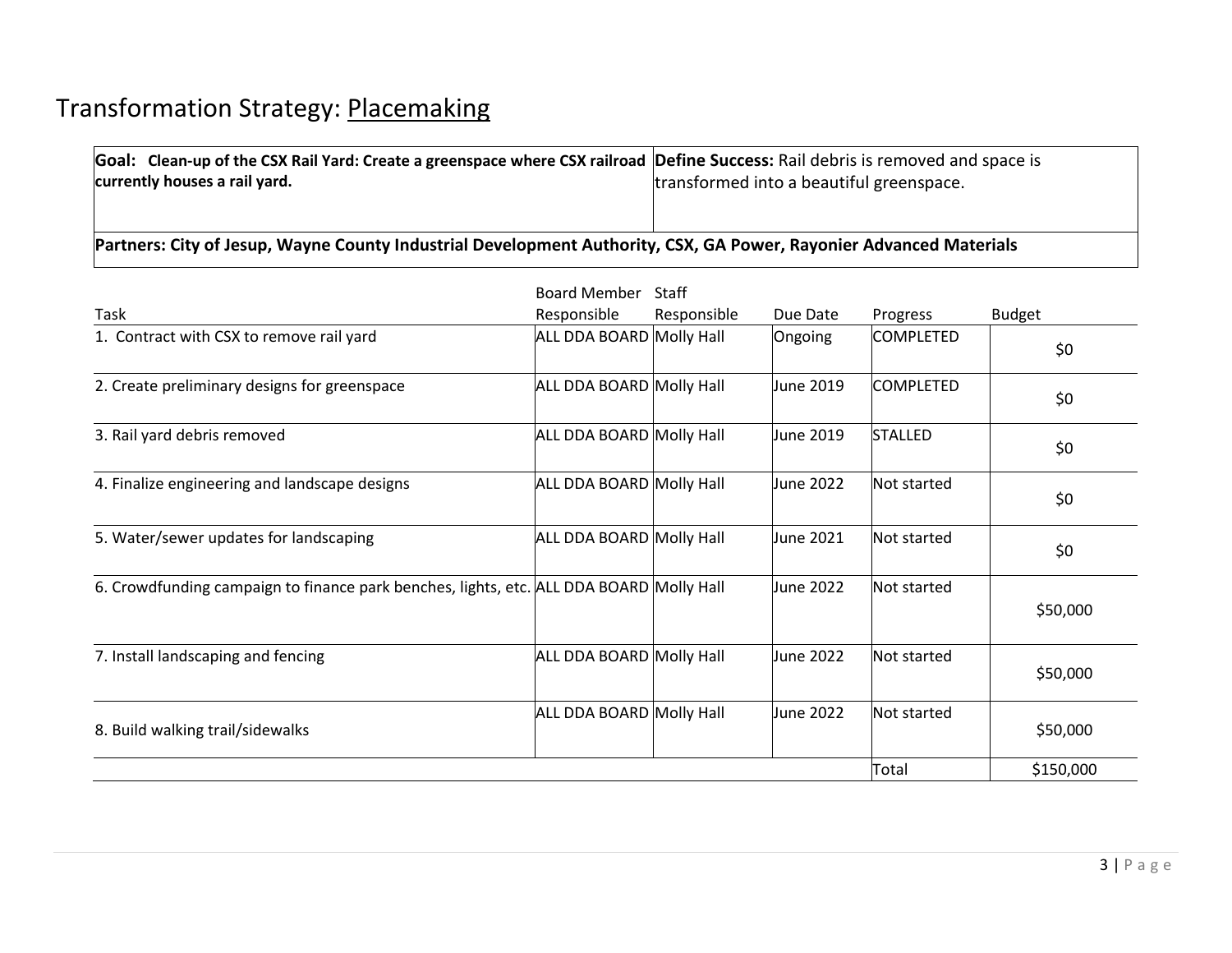# Transformation Strategy: Placemaking

| **Goal: Clean-up of the CSX Rail Yard: Create a greenspace where CSX railroad currently houses a rail yard.** | **Define Success:** Rail debris is removed and space is transformed into a beautiful greenspace. |
|---|---|
| **Partners: City of Jesup, Wayne County Industrial Development Authority, CSX, GA Power, Rayonier Advanced Materials** | |

| Task | Board Member Responsible | Staff Responsible | Due Date | Progress | Budget |
|---|---|---|---|---|---|
| 1. Contract with CSX to remove rail yard | ALL DDA BOARD | Molly Hall | Ongoing | COMPLETED | $0 |
| 2. Create preliminary designs for greenspace | ALL DDA BOARD | Molly Hall | June 2019 | COMPLETED | $0 |
| 3. Rail yard debris removed | ALL DDA BOARD | Molly Hall | June 2019 | STALLED | $0 |
| 4. Finalize engineering and landscape designs | ALL DDA BOARD | Molly Hall | June 2022 | Not started | $0 |
| 5. Water/sewer updates for landscaping | ALL DDA BOARD | Molly Hall | June 2021 | Not started | $0 |
| 6. Crowdfunding campaign to finance park benches, lights, etc. | ALL DDA BOARD | Molly Hall | June 2022 | Not started | $50,000 |
| 7. Install landscaping and fencing | ALL DDA BOARD | Molly Hall | June 2022 | Not started | $50,000 |
| 8. Build walking trail/sidewalks | ALL DDA BOARD | Molly Hall | June 2022 | Not started | $50,000 |
| | | | | Total | $150,000 |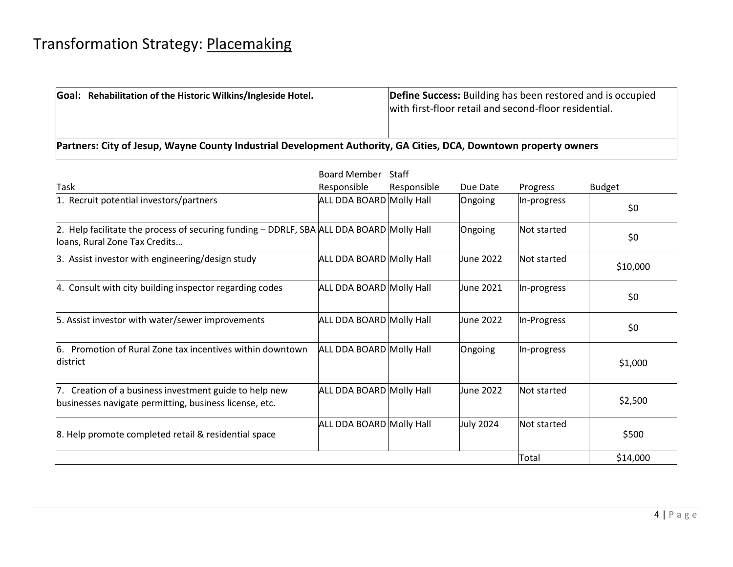# Transformation Strategy: Placemaking

| **Goal: Rehabilitation of the Historic Wilkins/Ingleside Hotel.** | **Define Success:** Building has been restored and is occupied with first-floor retail and second-floor residential. |
|---|---|
| **Partners: City of Jesup, Wayne County Industrial Development Authority, GA Cities, DCA, Downtown property owners** | |

| Task | Board Member Responsible | Staff Responsible | Due Date | Progress | Budget |
|---|---|---|---|---|---|
| 1. Recruit potential investors/partners | ALL DDA BOARD | Molly Hall | Ongoing | In-progress | $0 |
| 2. Help facilitate the process of securing funding – DDRLF, SBA loans, Rural Zone Tax Credits… | ALL DDA BOARD | Molly Hall | Ongoing | Not started | $0 |
| 3. Assist investor with engineering/design study | ALL DDA BOARD | Molly Hall | June 2022 | Not started | $10,000 |
| 4. Consult with city building inspector regarding codes | ALL DDA BOARD | Molly Hall | June 2021 | In-progress | $0 |
| 5. Assist investor with water/sewer improvements | ALL DDA BOARD | Molly Hall | June 2022 | In-Progress | $0 |
| 6. Promotion of Rural Zone tax incentives within downtown district | ALL DDA BOARD | Molly Hall | Ongoing | In-progress | $1,000 |
| 7. Creation of a business investment guide to help new businesses navigate permitting, business license, etc. | ALL DDA BOARD | Molly Hall | June 2022 | Not started | $2,500 |
| 8. Help promote completed retail & residential space | ALL DDA BOARD | Molly Hall | July 2024 | Not started | $500 |
| | | | | Total | $14,000 |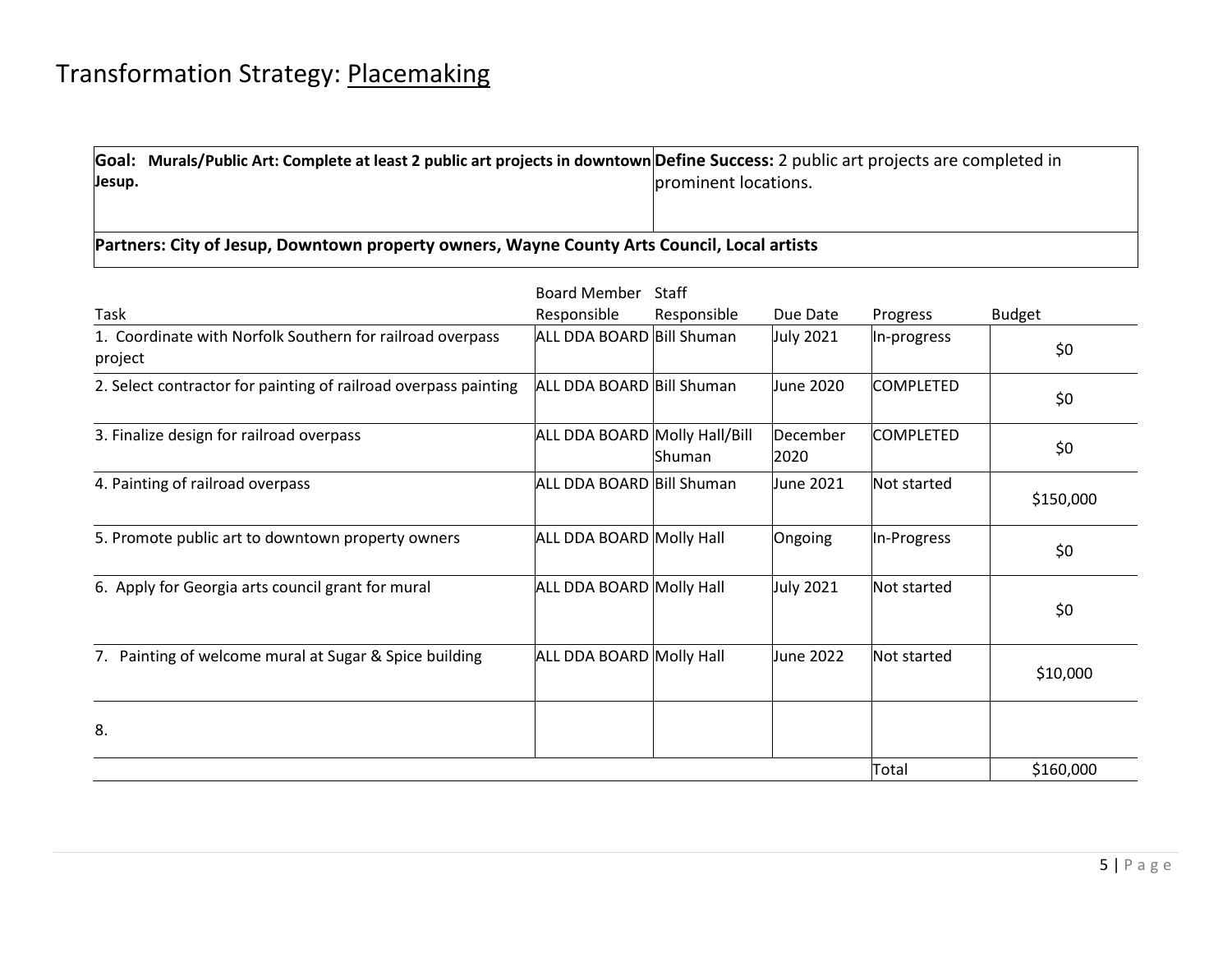# Transformation Strategy: Placemaking

| **Goal: Murals/Public Art: Complete at least 2 public art projects in downtown Jesup.** | **Define Success:** 2 public art projects are completed in prominent locations. |
|---|---|
| **Partners: City of Jesup, Downtown property owners, Wayne County Arts Council, Local artists** | |

| Task | Board Member Responsible | Staff Responsible | Due Date | Progress | Budget |
|---|---|---|---|---|---|
| 1. Coordinate with Norfolk Southern for railroad overpass project | ALL DDA BOARD | Bill Shuman | July 2021 | In-progress | $0 |
| 2. Select contractor for painting of railroad overpass painting | ALL DDA BOARD | Bill Shuman | June 2020 | COMPLETED | $0 |
| 3. Finalize design for railroad overpass | ALL DDA BOARD | Molly Hall/Bill Shuman | December 2020 | COMPLETED | $0 |
| 4. Painting of railroad overpass | ALL DDA BOARD | Bill Shuman | June 2021 | Not started | $150,000 |
| 5. Promote public art to downtown property owners | ALL DDA BOARD | Molly Hall | Ongoing | In-Progress | $0 |
| 6. Apply for Georgia arts council grant for mural | ALL DDA BOARD | Molly Hall | July 2021 | Not started | $0 |
| 7. Painting of welcome mural at Sugar & Spice building | ALL DDA BOARD | Molly Hall | June 2022 | Not started | $10,000 |
| 8. | | | | | |
| | | | | Total | $160,000 |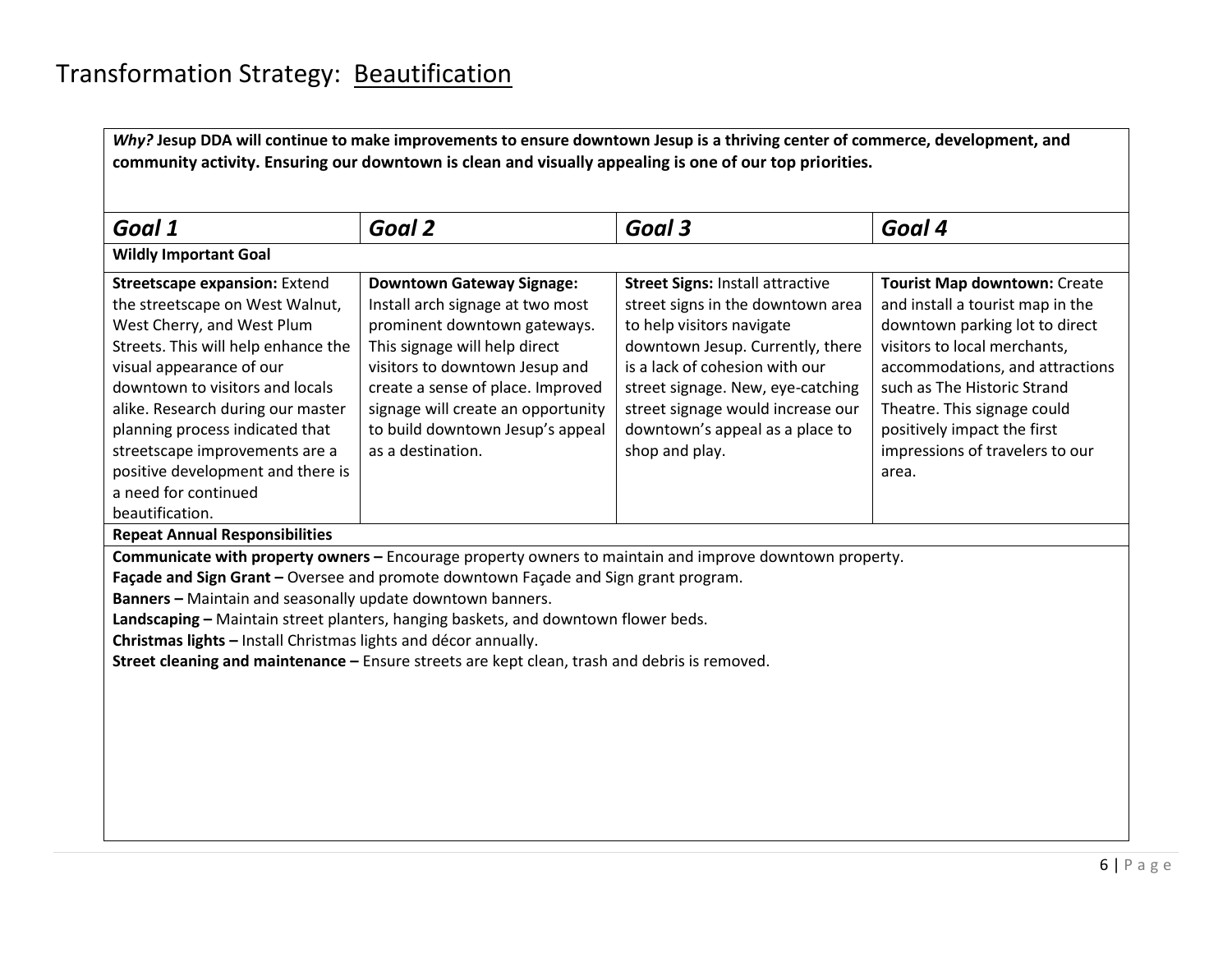# Transformation Strategy: Beautification

***Why?* Jesup DDA will continue to make improvements to ensure downtown Jesup is a thriving center of commerce, development, and community activity. Ensuring our downtown is clean and visually appealing is one of our top priorities.**

| *Goal 1* | *Goal 2* | *Goal 3* | *Goal 4* |
|---|---|---|---|
| **Wildly Important Goal** | | | |
| **Streetscape expansion:** Extend the streetscape on West Walnut, West Cherry, and West Plum Streets. This will help enhance the visual appearance of our downtown to visitors and locals alike. Research during our master planning process indicated that streetscape improvements are a positive development and there is a need for continued beautification. | **Downtown Gateway Signage:** Install arch signage at two most prominent downtown gateways. This signage will help direct visitors to downtown Jesup and create a sense of place. Improved signage will create an opportunity to build downtown Jesup's appeal as a destination. | **Street Signs:** Install attractive street signs in the downtown area to help visitors navigate downtown Jesup. Currently, there is a lack of cohesion with our street signage. New, eye-catching street signage would increase our downtown's appeal as a place to shop and play. | **Tourist Map downtown:** Create and install a tourist map in the downtown parking lot to direct visitors to local merchants, accommodations, and attractions such as The Historic Strand Theatre. This signage could positively impact the first impressions of travelers to our area. |

**Repeat Annual Responsibilities**

**Communicate with property owners –** Encourage property owners to maintain and improve downtown property.
**Façade and Sign Grant –** Oversee and promote downtown Façade and Sign grant program.
**Banners –** Maintain and seasonally update downtown banners.
**Landscaping –** Maintain street planters, hanging baskets, and downtown flower beds.
**Christmas lights –** Install Christmas lights and décor annually.
**Street cleaning and maintenance –** Ensure streets are kept clean, trash and debris is removed.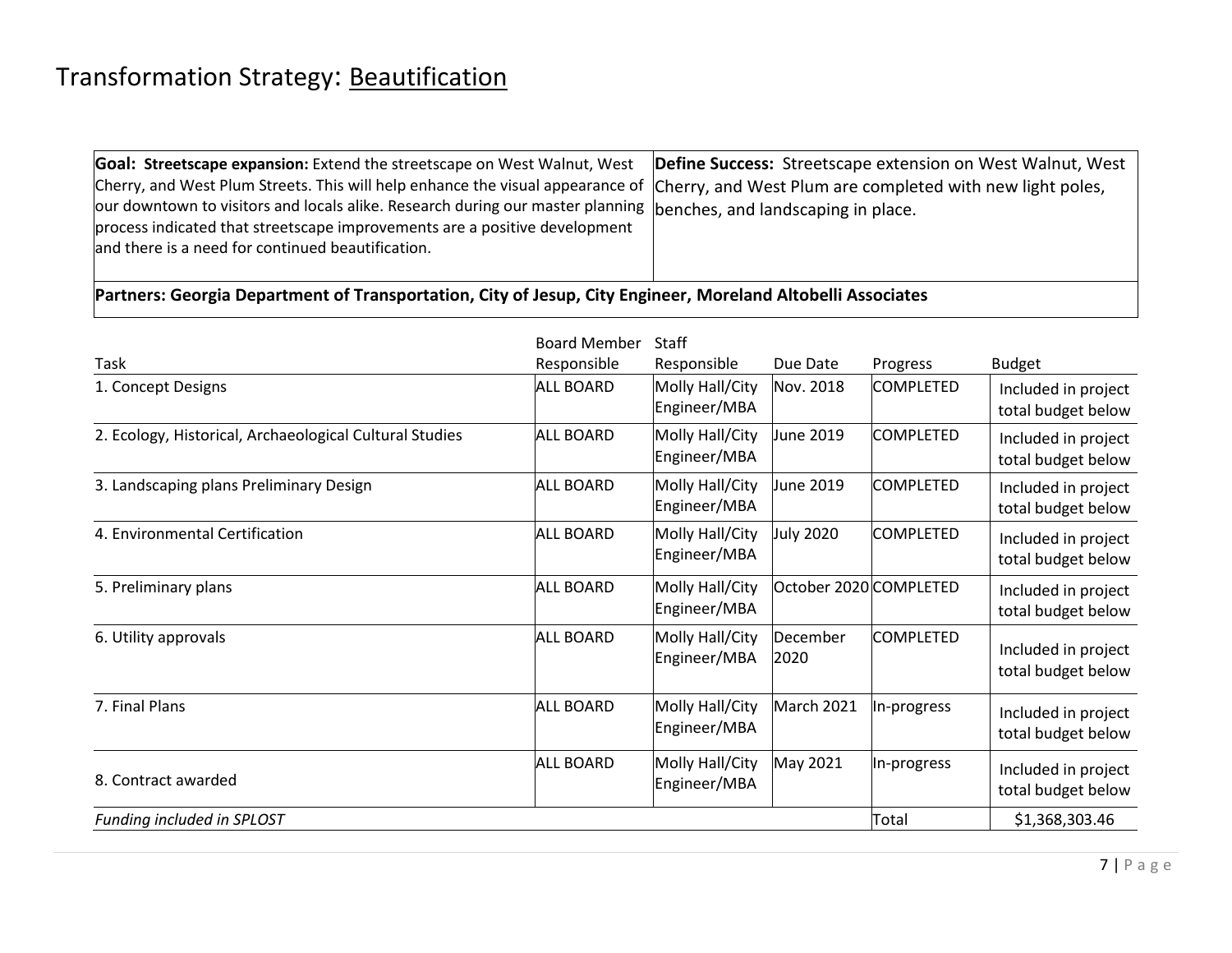# Transformation Strategy: Beautification

| **Goal: Streetscape expansion:** Extend the streetscape on West Walnut, West Cherry, and West Plum Streets. This will help enhance the visual appearance of our downtown to visitors and locals alike. Research during our master planning process indicated that streetscape improvements are a positive development and there is a need for continued beautification. | **Define Success:** Streetscape extension on West Walnut, West Cherry, and West Plum are completed with new light poles, benches, and landscaping in place. |
|---|---|
| **Partners: Georgia Department of Transportation, City of Jesup, City Engineer, Moreland Altobelli Associates** | |

| Task | Board Member Responsible | Staff Responsible | Due Date | Progress | Budget |
|---|---|---|---|---|---|
| 1. Concept Designs | ALL BOARD | Molly Hall/City Engineer/MBA | Nov. 2018 | COMPLETED | Included in project total budget below |
| 2. Ecology, Historical, Archaeological Cultural Studies | ALL BOARD | Molly Hall/City Engineer/MBA | June 2019 | COMPLETED | Included in project total budget below |
| 3. Landscaping plans Preliminary Design | ALL BOARD | Molly Hall/City Engineer/MBA | June 2019 | COMPLETED | Included in project total budget below |
| 4. Environmental Certification | ALL BOARD | Molly Hall/City Engineer/MBA | July 2020 | COMPLETED | Included in project total budget below |
| 5. Preliminary plans | ALL BOARD | Molly Hall/City Engineer/MBA | October 2020 | COMPLETED | Included in project total budget below |
| 6. Utility approvals | ALL BOARD | Molly Hall/City Engineer/MBA | December 2020 | COMPLETED | Included in project total budget below |
| 7. Final Plans | ALL BOARD | Molly Hall/City Engineer/MBA | March 2021 | In-progress | Included in project total budget below |
| 8. Contract awarded | ALL BOARD | Molly Hall/City Engineer/MBA | May 2021 | In-progress | Included in project total budget below |
| *Funding included in SPLOST* | | | | Total | $1,368,303.46 |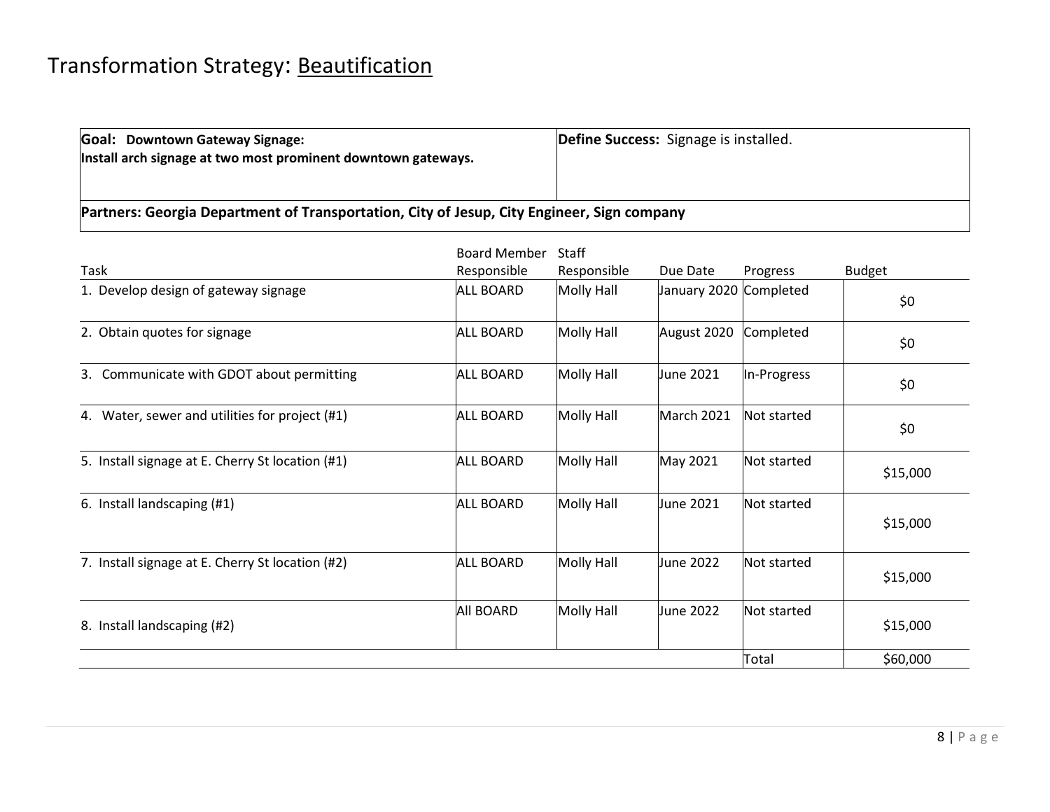# Transformation Strategy: Beautification

| **Goal: Downtown Gateway Signage: Install arch signage at two most prominent downtown gateways.** | **Define Success:** Signage is installed. |
|---|---|
| **Partners: Georgia Department of Transportation, City of Jesup, City Engineer, Sign company** | |

| Task | Board Member Responsible | Staff Responsible | Due Date | Progress | Budget |
|---|---|---|---|---|---|
| 1. Develop design of gateway signage | ALL BOARD | Molly Hall | January 2020 | Completed | $0 |
| 2. Obtain quotes for signage | ALL BOARD | Molly Hall | August 2020 | Completed | $0 |
| 3. Communicate with GDOT about permitting | ALL BOARD | Molly Hall | June 2021 | In-Progress | $0 |
| 4. Water, sewer and utilities for project (#1) | ALL BOARD | Molly Hall | March 2021 | Not started | $0 |
| 5. Install signage at E. Cherry St location (#1) | ALL BOARD | Molly Hall | May 2021 | Not started | $15,000 |
| 6. Install landscaping (#1) | ALL BOARD | Molly Hall | June 2021 | Not started | $15,000 |
| 7. Install signage at E. Cherry St location (#2) | ALL BOARD | Molly Hall | June 2022 | Not started | $15,000 |
| 8. Install landscaping (#2) | All BOARD | Molly Hall | June 2022 | Not started | $15,000 |
| | | | | Total | $60,000 |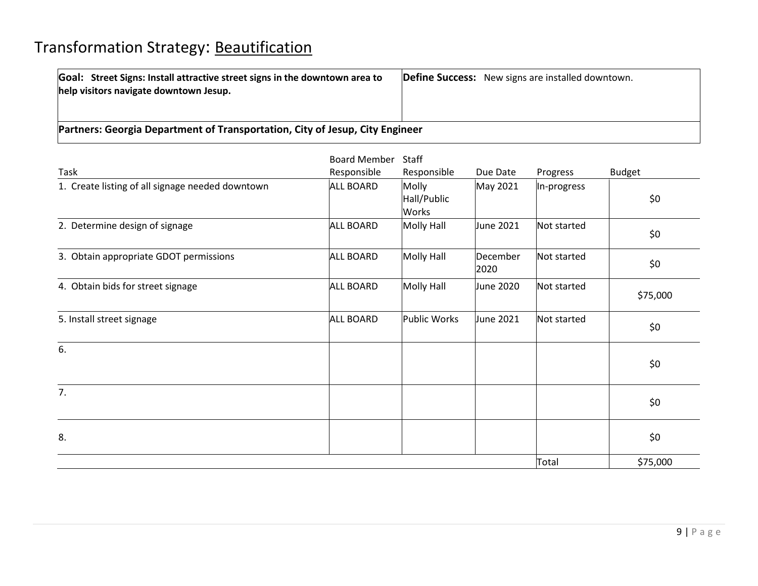# Transformation Strategy: Beautification

| **Goal: Street Signs: Install attractive street signs in the downtown area to help visitors navigate downtown Jesup.** | **Define Success:** New signs are installed downtown. |
|---|---|
| **Partners: Georgia Department of Transportation, City of Jesup, City Engineer** | |

| Task | Board Member Responsible | Staff Responsible | Due Date | Progress | Budget |
|---|---|---|---|---|---|
| 1. Create listing of all signage needed downtown | ALL BOARD | Molly Hall/Public Works | May 2021 | In-progress | $0 |
| 2. Determine design of signage | ALL BOARD | Molly Hall | June 2021 | Not started | $0 |
| 3. Obtain appropriate GDOT permissions | ALL BOARD | Molly Hall | December 2020 | Not started | $0 |
| 4. Obtain bids for street signage | ALL BOARD | Molly Hall | June 2020 | Not started | $75,000 |
| 5. Install street signage | ALL BOARD | Public Works | June 2021 | Not started | $0 |
| 6. | | | | | $0 |
| 7. | | | | | $0 |
| 8. | | | | | $0 |
| | | | | Total | $75,000 |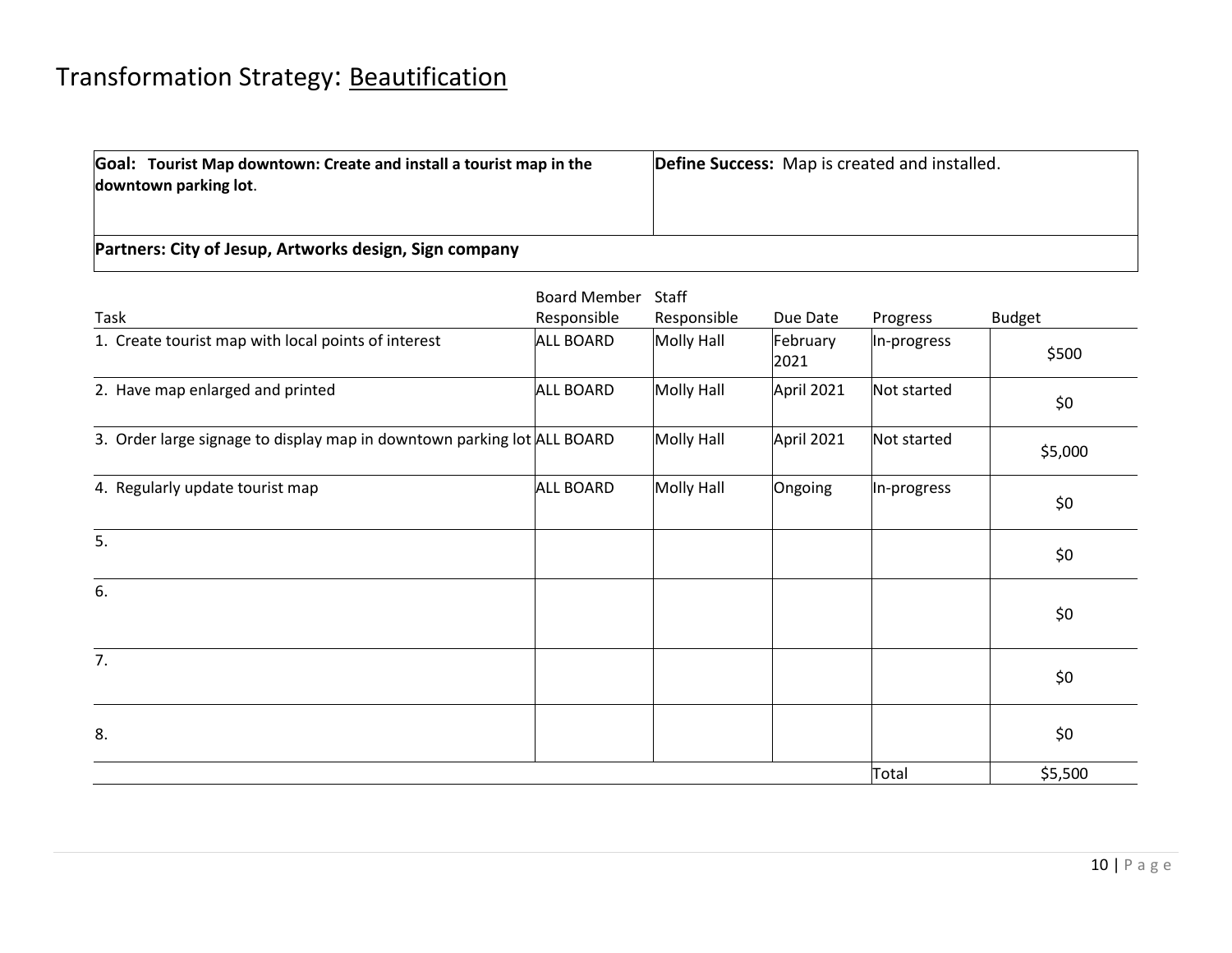# Transformation Strategy: Beautification

| | |
|---|---|
| **Goal: Tourist Map downtown: Create and install a tourist map in the downtown parking lot**. | **Define Success:** Map is created and installed. |
| **Partners: City of Jesup, Artworks design, Sign company** | |

| Task | Board Member Responsible | Staff Responsible | Due Date | Progress | Budget |
|---|---|---|---|---|---|
| 1. Create tourist map with local points of interest | ALL BOARD | Molly Hall | February 2021 | In-progress | $500 |
| 2. Have map enlarged and printed | ALL BOARD | Molly Hall | April 2021 | Not started | $0 |
| 3. Order large signage to display map in downtown parking lot | ALL BOARD | Molly Hall | April 2021 | Not started | $5,000 |
| 4. Regularly update tourist map | ALL BOARD | Molly Hall | Ongoing | In-progress | $0 |
| 5. | | | | | $0 |
| 6. | | | | | $0 |
| 7. | | | | | $0 |
| 8. | | | | | $0 |
| | | | | Total | $5,500 |